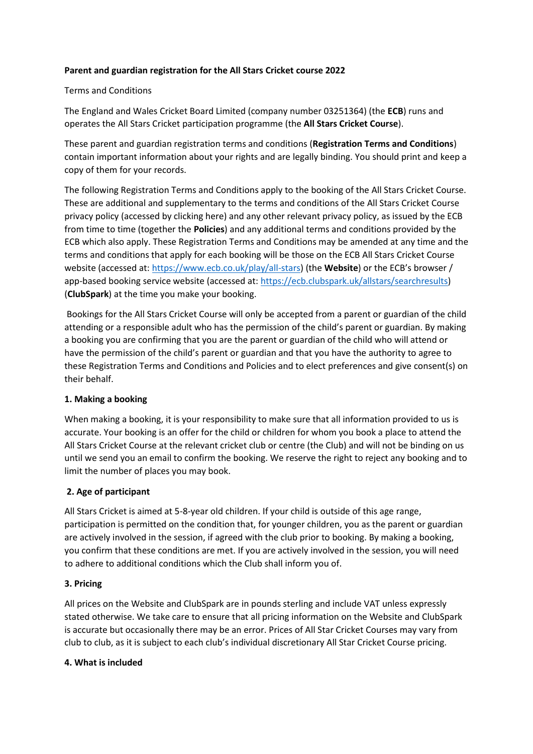**Parent and guardian registration for the All Stars Cricket course 2022**

Terms and Conditions

The England and Wales Cricket Board Limited (company number 03251364) (the **ECB**) runs and operates the All Stars Cricket participation programme (the **All Stars Cricket Course**).

These parent and guardian registration terms and conditions (**Registration Terms and Conditions**) contain important information about your rights and are legally binding. You should print and keep a copy of them for your records.

The following Registration Terms and Conditions apply to the booking of the All Stars Cricket Course. These are additional and supplementary to the terms and conditions of the All Stars Cricket Course privacy policy (accessed by clicking here) and any other relevant privacy policy, as issued by the ECB from time to time (together the **Policies**) and any additional terms and conditions provided by the ECB which also apply. These Registration Terms and Conditions may be amended at any time and the terms and conditions that apply for each booking will be those on the ECB All Stars Cricket Course website (accessed at: https://www.ecb.co.uk/play/all-stars) (the **Website**) or the ECB's browser / app-based booking service website (accessed at: https://ecb.clubspark.uk/allstars/searchresults) (**ClubSpark**) at the time you make your booking.

Bookings for the All Stars Cricket Course will only be accepted from a parent or guardian of the child attending or a responsible adult who has the permission of the child's parent or guardian. By making a booking you are confirming that you are the parent or guardian of the child who will attend or have the permission of the child's parent or guardian and that you have the authority to agree to these Registration Terms and Conditions and Policies and to elect preferences and give consent(s) on their behalf.

**1. Making a booking**

When making a booking, it is your responsibility to make sure that all information provided to us is accurate. Your booking is an offer for the child or children for whom you book a place to attend the All Stars Cricket Course at the relevant cricket club or centre (the Club) and will not be binding on us until we send you an email to confirm the booking. We reserve the right to reject any booking and to limit the number of places you may book.

**2. Age of participant**

All Stars Cricket is aimed at 5-8-year old children. If your child is outside of this age range, participation is permitted on the condition that, for younger children, you as the parent or guardian are actively involved in the session, if agreed with the club prior to booking. By making a booking, you confirm that these conditions are met. If you are actively involved in the session, you will need to adhere to additional conditions which the Club shall inform you of.

**3. Pricing**

All prices on the Website and ClubSpark are in pounds sterling and include VAT unless expressly stated otherwise. We take care to ensure that all pricing information on the Website and ClubSpark is accurate but occasionally there may be an error. Prices of All Star Cricket Courses may vary from club to club, as it is subject to each club's individual discretionary All Star Cricket Course pricing.

**4. What is included**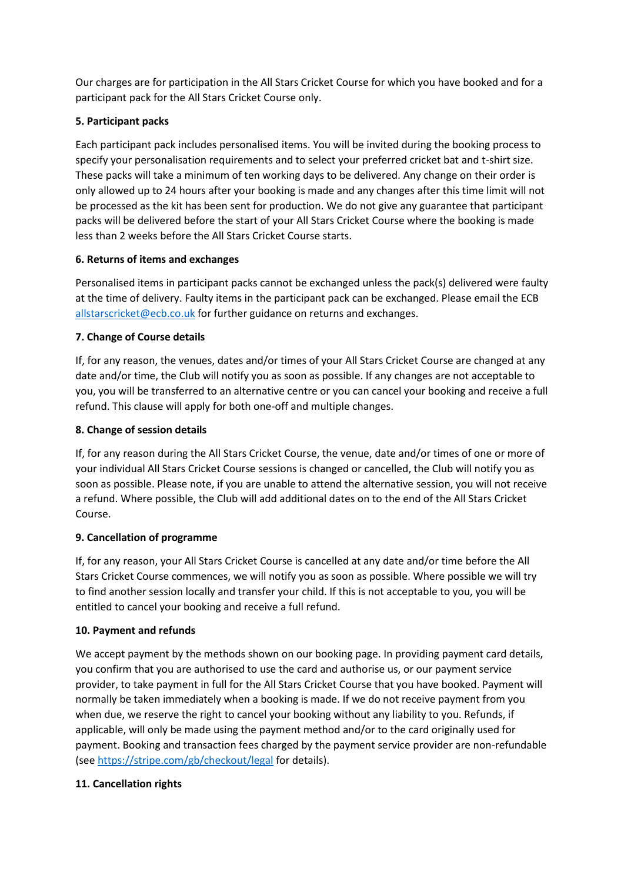Our charges are for participation in the All Stars Cricket Course for which you have booked and for a participant pack for the All Stars Cricket Course only.

**5. Participant packs**

Each participant pack includes personalised items. You will be invited during the booking process to specify your personalisation requirements and to select your preferred cricket bat and t-shirt size. These packs will take a minimum of ten working days to be delivered. Any change on their order is only allowed up to 24 hours after your booking is made and any changes after this time limit will not be processed as the kit has been sent for production. We do not give any guarantee that participant packs will be delivered before the start of your All Stars Cricket Course where the booking is made less than 2 weeks before the All Stars Cricket Course starts.

**6. Returns of items and exchanges**

Personalised items in participant packs cannot be exchanged unless the pack(s) delivered were faulty at the time of delivery. Faulty items in the participant pack can be exchanged. Please email the ECB [allstarscricket@ecb.co.uk](mailto:allstarscricket@ecb.co.uk) for further guidance on returns and exchanges.

**7. Change of Course details**

If, for any reason, the venues, dates and/or times of your All Stars Cricket Course are changed at any date and/or time, the Club will notify you as soon as possible. If any changes are not acceptable to you, you will be transferred to an alternative centre or you can cancel your booking and receive a full refund. This clause will apply for both one-off and multiple changes.

**8. Change of session details**

If, for any reason during the All Stars Cricket Course, the venue, date and/or times of one or more of your individual All Stars Cricket Course sessions is changed or cancelled, the Club will notify you as soon as possible. Please note, if you are unable to attend the alternative session, you will not receive a refund. Where possible, the Club will add additional dates on to the end of the All Stars Cricket Course.

**9. Cancellation of programme**

If, for any reason, your All Stars Cricket Course is cancelled at any date and/or time before the All Stars Cricket Course commences, we will notify you as soon as possible. Where possible we will try to find another session locally and transfer your child. If this is not acceptable to you, you will be entitled to cancel your booking and receive a full refund.

**10. Payment and refunds**

We accept payment by the methods shown on our booking page. In providing payment card details, you confirm that you are authorised to use the card and authorise us, or our payment service provider, to take payment in full for the All Stars Cricket Course that you have booked. Payment will normally be taken immediately when a booking is made. If we do not receive payment from you when due, we reserve the right to cancel your booking without any liability to you. Refunds, if applicable, will only be made using the payment method and/or to the card originally used for payment. Booking and transaction fees charged by the payment service provider are non-refundable (see [https://stripe.com/gb/checkout/legal](https://stripe.com/gb/checkout/legal) for details).

**11. Cancellation rights**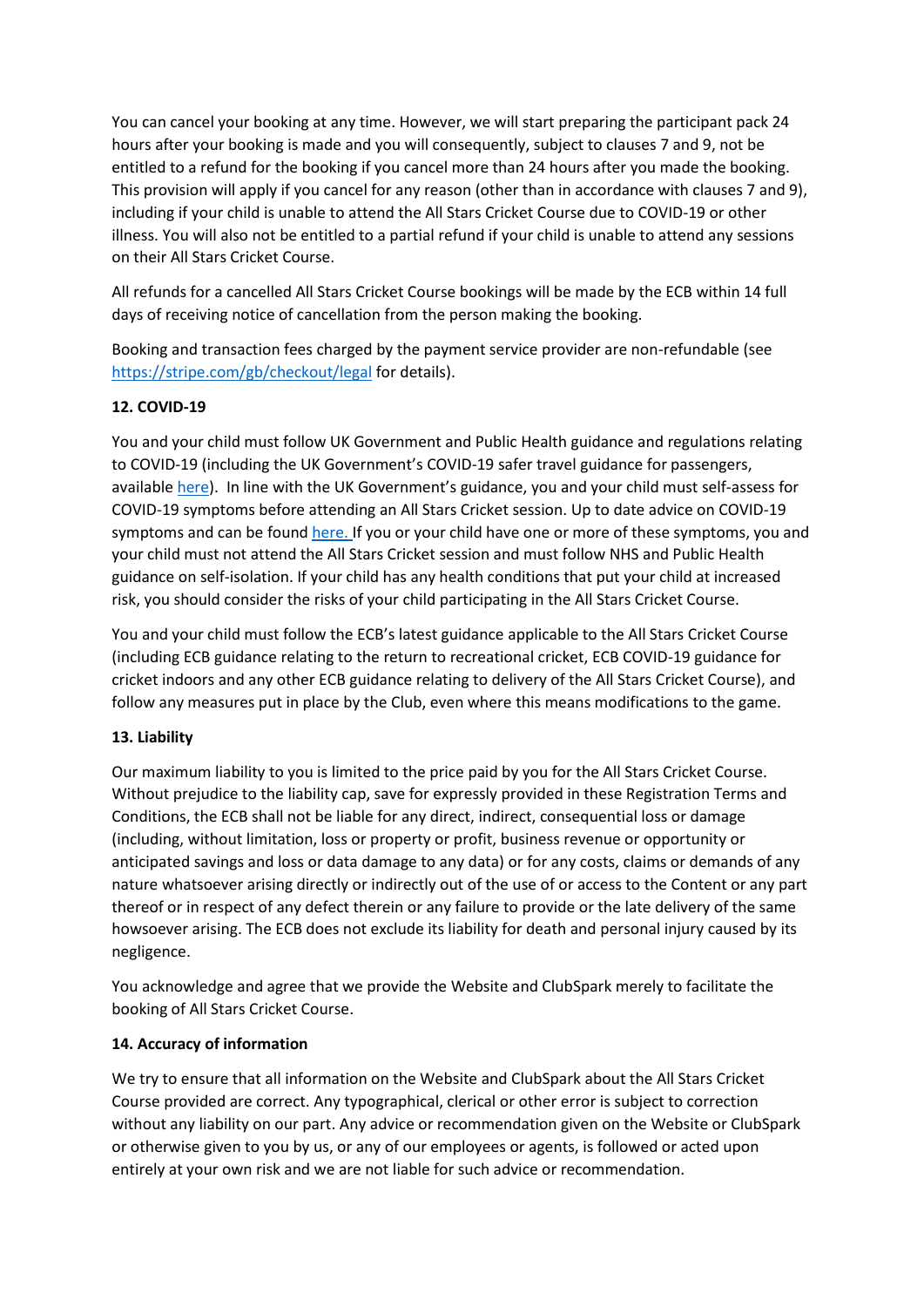You can cancel your booking at any time. However, we will start preparing the participant pack 24 hours after your booking is made and you will consequently, subject to clauses 7 and 9, not be entitled to a refund for the booking if you cancel more than 24 hours after you made the booking. This provision will apply if you cancel for any reason (other than in accordance with clauses 7 and 9), including if your child is unable to attend the All Stars Cricket Course due to COVID-19 or other illness. You will also not be entitled to a partial refund if your child is unable to attend any sessions on their All Stars Cricket Course.

All refunds for a cancelled All Stars Cricket Course bookings will be made by the ECB within 14 full days of receiving notice of cancellation from the person making the booking.

Booking and transaction fees charged by the payment service provider are non-refundable (see https://stripe.com/gb/checkout/legal for details).

**12. COVID-19**

You and your child must follow UK Government and Public Health guidance and regulations relating to COVID-19 (including the UK Government's COVID-19 safer travel guidance for passengers, available here). In line with the UK Government's guidance, you and your child must self-assess for COVID-19 symptoms before attending an All Stars Cricket session. Up to date advice on COVID-19 symptoms and can be found here. If you or your child have one or more of these symptoms, you and your child must not attend the All Stars Cricket session and must follow NHS and Public Health guidance on self-isolation. If your child has any health conditions that put your child at increased risk, you should consider the risks of your child participating in the All Stars Cricket Course.

You and your child must follow the ECB's latest guidance applicable to the All Stars Cricket Course (including ECB guidance relating to the return to recreational cricket, ECB COVID-19 guidance for cricket indoors and any other ECB guidance relating to delivery of the All Stars Cricket Course), and follow any measures put in place by the Club, even where this means modifications to the game.

**13. Liability**

Our maximum liability to you is limited to the price paid by you for the All Stars Cricket Course. Without prejudice to the liability cap, save for expressly provided in these Registration Terms and Conditions, the ECB shall not be liable for any direct, indirect, consequential loss or damage (including, without limitation, loss or property or profit, business revenue or opportunity or anticipated savings and loss or data damage to any data) or for any costs, claims or demands of any nature whatsoever arising directly or indirectly out of the use of or access to the Content or any part thereof or in respect of any defect therein or any failure to provide or the late delivery of the same howsoever arising. The ECB does not exclude its liability for death and personal injury caused by its negligence.

You acknowledge and agree that we provide the Website and ClubSpark merely to facilitate the booking of All Stars Cricket Course.

**14. Accuracy of information**

We try to ensure that all information on the Website and ClubSpark about the All Stars Cricket Course provided are correct. Any typographical, clerical or other error is subject to correction without any liability on our part. Any advice or recommendation given on the Website or ClubSpark or otherwise given to you by us, or any of our employees or agents, is followed or acted upon entirely at your own risk and we are not liable for such advice or recommendation.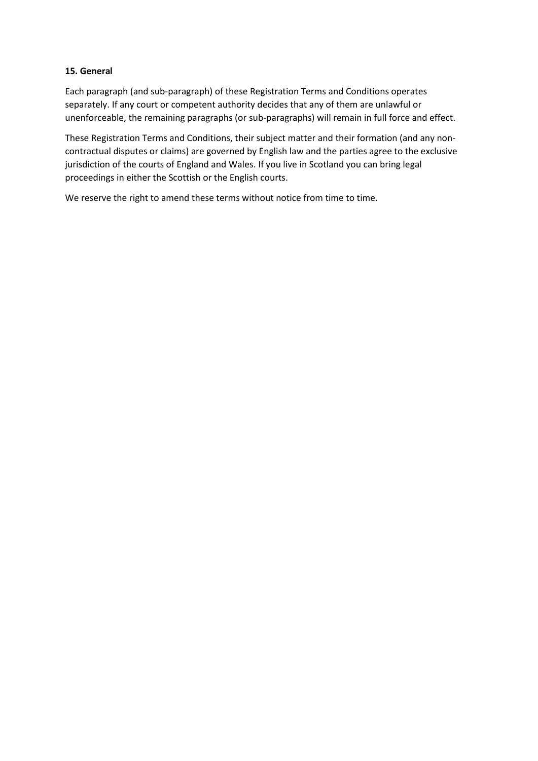**15. General**

Each paragraph (and sub-paragraph) of these Registration Terms and Conditions operates separately. If any court or competent authority decides that any of them are unlawful or unenforceable, the remaining paragraphs (or sub-paragraphs) will remain in full force and effect.

These Registration Terms and Conditions, their subject matter and their formation (and any non-contractual disputes or claims) are governed by English law and the parties agree to the exclusive jurisdiction of the courts of England and Wales. If you live in Scotland you can bring legal proceedings in either the Scottish or the English courts.

We reserve the right to amend these terms without notice from time to time.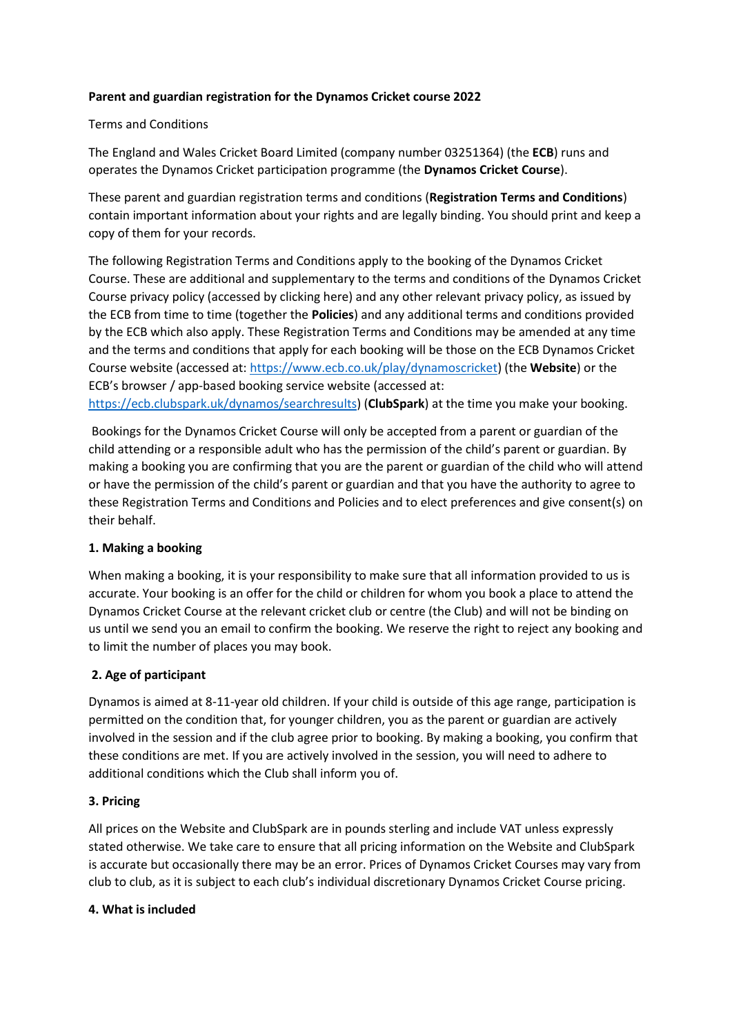**Parent and guardian registration for the Dynamos Cricket course 2022**

Terms and Conditions

The England and Wales Cricket Board Limited (company number 03251364) (the **ECB**) runs and operates the Dynamos Cricket participation programme (the **Dynamos Cricket Course**).

These parent and guardian registration terms and conditions (**Registration Terms and Conditions**) contain important information about your rights and are legally binding. You should print and keep a copy of them for your records.

The following Registration Terms and Conditions apply to the booking of the Dynamos Cricket Course. These are additional and supplementary to the terms and conditions of the Dynamos Cricket Course privacy policy (accessed by clicking here) and any other relevant privacy policy, as issued by the ECB from time to time (together the **Policies**) and any additional terms and conditions provided by the ECB which also apply. These Registration Terms and Conditions may be amended at any time and the terms and conditions that apply for each booking will be those on the ECB Dynamos Cricket Course website (accessed at: [https://www.ecb.co.uk/play/dynamoscricket](https://www.ecb.co.uk/play/dynamoscricket)) (the **Website**) or the ECB's browser / app-based booking service website (accessed at: [https://ecb.clubspark.uk/dynamos/searchresults](https://ecb.clubspark.uk/dynamos/searchresults)) (**ClubSpark**) at the time you make your booking.

Bookings for the Dynamos Cricket Course will only be accepted from a parent or guardian of the child attending or a responsible adult who has the permission of the child's parent or guardian. By making a booking you are confirming that you are the parent or guardian of the child who will attend or have the permission of the child's parent or guardian and that you have the authority to agree to these Registration Terms and Conditions and Policies and to elect preferences and give consent(s) on their behalf.

**1. Making a booking**

When making a booking, it is your responsibility to make sure that all information provided to us is accurate. Your booking is an offer for the child or children for whom you book a place to attend the Dynamos Cricket Course at the relevant cricket club or centre (the Club) and will not be binding on us until we send you an email to confirm the booking. We reserve the right to reject any booking and to limit the number of places you may book.

**2. Age of participant**

Dynamos is aimed at 8-11-year old children. If your child is outside of this age range, participation is permitted on the condition that, for younger children, you as the parent or guardian are actively involved in the session and if the club agree prior to booking. By making a booking, you confirm that these conditions are met. If you are actively involved in the session, you will need to adhere to additional conditions which the Club shall inform you of.

**3. Pricing**

All prices on the Website and ClubSpark are in pounds sterling and include VAT unless expressly stated otherwise. We take care to ensure that all pricing information on the Website and ClubSpark is accurate but occasionally there may be an error. Prices of Dynamos Cricket Courses may vary from club to club, as it is subject to each club's individual discretionary Dynamos Cricket Course pricing.

**4. What is included**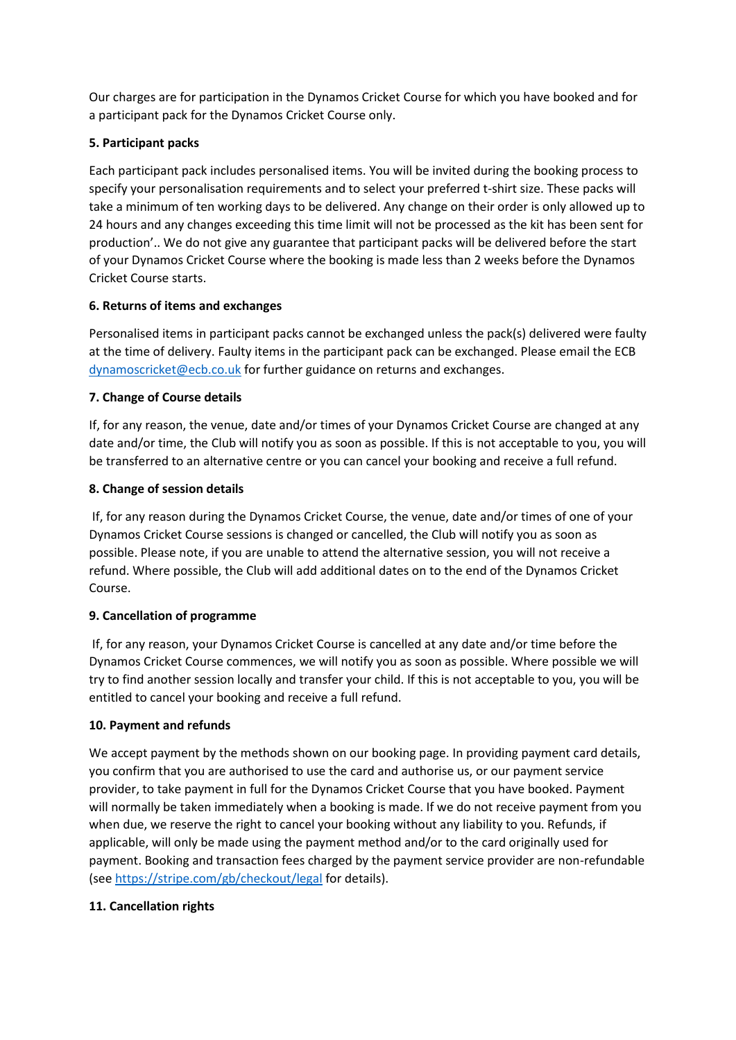Our charges are for participation in the Dynamos Cricket Course for which you have booked and for a participant pack for the Dynamos Cricket Course only.

**5. Participant packs**

Each participant pack includes personalised items. You will be invited during the booking process to specify your personalisation requirements and to select your preferred t-shirt size. These packs will take a minimum of ten working days to be delivered. Any change on their order is only allowed up to 24 hours and any changes exceeding this time limit will not be processed as the kit has been sent for production'.. We do not give any guarantee that participant packs will be delivered before the start of your Dynamos Cricket Course where the booking is made less than 2 weeks before the Dynamos Cricket Course starts.

**6. Returns of items and exchanges**

Personalised items in participant packs cannot be exchanged unless the pack(s) delivered were faulty at the time of delivery. Faulty items in the participant pack can be exchanged. Please email the ECB dynamoscricket@ecb.co.uk for further guidance on returns and exchanges.

**7. Change of Course details**

If, for any reason, the venue, date and/or times of your Dynamos Cricket Course are changed at any date and/or time, the Club will notify you as soon as possible. If this is not acceptable to you, you will be transferred to an alternative centre or you can cancel your booking and receive a full refund.

**8. Change of session details**

If, for any reason during the Dynamos Cricket Course, the venue, date and/or times of one of your Dynamos Cricket Course sessions is changed or cancelled, the Club will notify you as soon as possible. Please note, if you are unable to attend the alternative session, you will not receive a refund. Where possible, the Club will add additional dates on to the end of the Dynamos Cricket Course.

**9. Cancellation of programme**

If, for any reason, your Dynamos Cricket Course is cancelled at any date and/or time before the Dynamos Cricket Course commences, we will notify you as soon as possible. Where possible we will try to find another session locally and transfer your child. If this is not acceptable to you, you will be entitled to cancel your booking and receive a full refund.

**10. Payment and refunds**

We accept payment by the methods shown on our booking page. In providing payment card details, you confirm that you are authorised to use the card and authorise us, or our payment service provider, to take payment in full for the Dynamos Cricket Course that you have booked. Payment will normally be taken immediately when a booking is made. If we do not receive payment from you when due, we reserve the right to cancel your booking without any liability to you. Refunds, if applicable, will only be made using the payment method and/or to the card originally used for payment. Booking and transaction fees charged by the payment service provider are non-refundable (see https://stripe.com/gb/checkout/legal for details).

**11. Cancellation rights**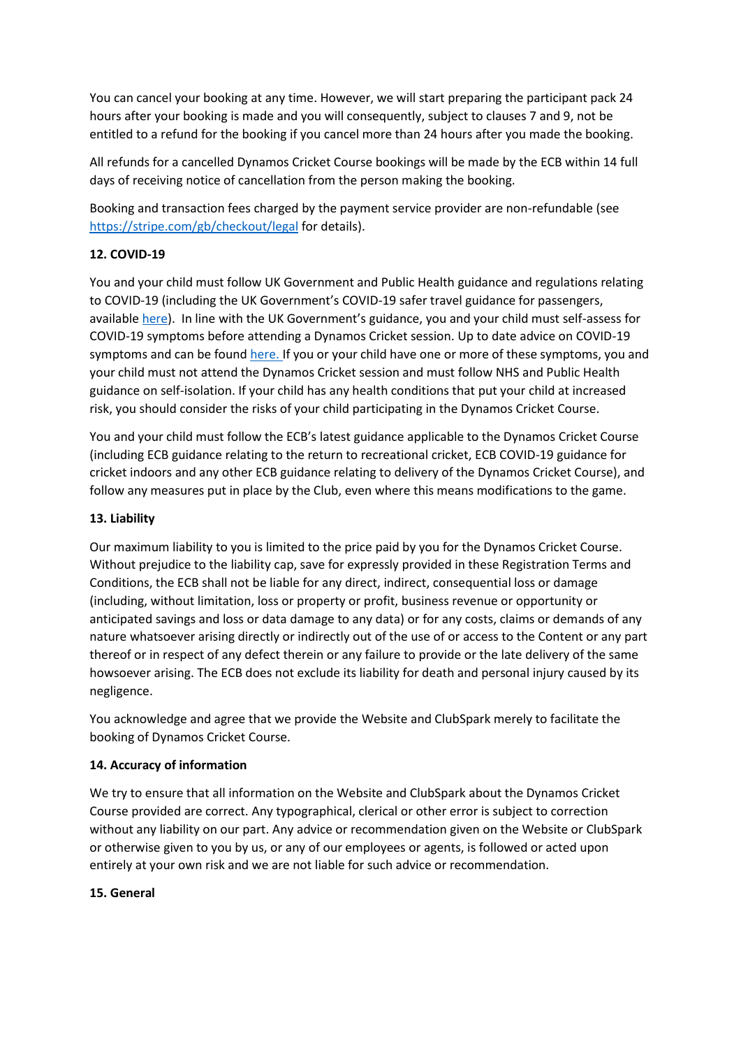You can cancel your booking at any time. However, we will start preparing the participant pack 24 hours after your booking is made and you will consequently, subject to clauses 7 and 9, not be entitled to a refund for the booking if you cancel more than 24 hours after you made the booking.

All refunds for a cancelled Dynamos Cricket Course bookings will be made by the ECB within 14 full days of receiving notice of cancellation from the person making the booking.

Booking and transaction fees charged by the payment service provider are non-refundable (see https://stripe.com/gb/checkout/legal for details).

**12. COVID-19**

You and your child must follow UK Government and Public Health guidance and regulations relating to COVID-19 (including the UK Government's COVID-19 safer travel guidance for passengers, available here). In line with the UK Government's guidance, you and your child must self-assess for COVID-19 symptoms before attending a Dynamos Cricket session. Up to date advice on COVID-19 symptoms and can be found here. If you or your child have one or more of these symptoms, you and your child must not attend the Dynamos Cricket session and must follow NHS and Public Health guidance on self-isolation. If your child has any health conditions that put your child at increased risk, you should consider the risks of your child participating in the Dynamos Cricket Course.

You and your child must follow the ECB's latest guidance applicable to the Dynamos Cricket Course (including ECB guidance relating to the return to recreational cricket, ECB COVID-19 guidance for cricket indoors and any other ECB guidance relating to delivery of the Dynamos Cricket Course), and follow any measures put in place by the Club, even where this means modifications to the game.

**13. Liability**

Our maximum liability to you is limited to the price paid by you for the Dynamos Cricket Course. Without prejudice to the liability cap, save for expressly provided in these Registration Terms and Conditions, the ECB shall not be liable for any direct, indirect, consequential loss or damage (including, without limitation, loss or property or profit, business revenue or opportunity or anticipated savings and loss or data damage to any data) or for any costs, claims or demands of any nature whatsoever arising directly or indirectly out of the use of or access to the Content or any part thereof or in respect of any defect therein or any failure to provide or the late delivery of the same howsoever arising. The ECB does not exclude its liability for death and personal injury caused by its negligence.

You acknowledge and agree that we provide the Website and ClubSpark merely to facilitate the booking of Dynamos Cricket Course.

**14. Accuracy of information**

We try to ensure that all information on the Website and ClubSpark about the Dynamos Cricket Course provided are correct. Any typographical, clerical or other error is subject to correction without any liability on our part. Any advice or recommendation given on the Website or ClubSpark or otherwise given to you by us, or any of our employees or agents, is followed or acted upon entirely at your own risk and we are not liable for such advice or recommendation.

**15. General**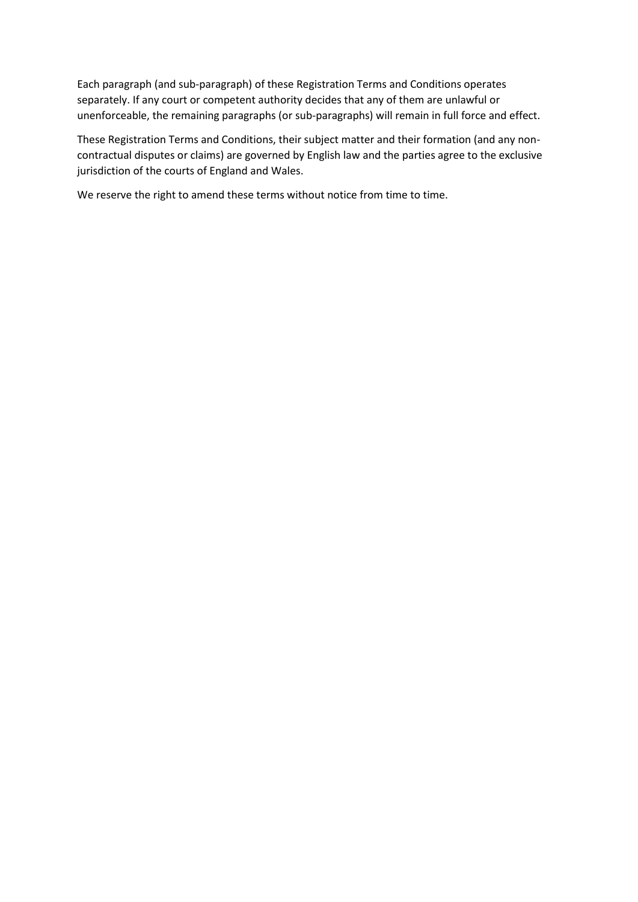Each paragraph (and sub-paragraph) of these Registration Terms and Conditions operates separately. If any court or competent authority decides that any of them are unlawful or unenforceable, the remaining paragraphs (or sub-paragraphs) will remain in full force and effect.

These Registration Terms and Conditions, their subject matter and their formation (and any non-contractual disputes or claims) are governed by English law and the parties agree to the exclusive jurisdiction of the courts of England and Wales.

We reserve the right to amend these terms without notice from time to time.